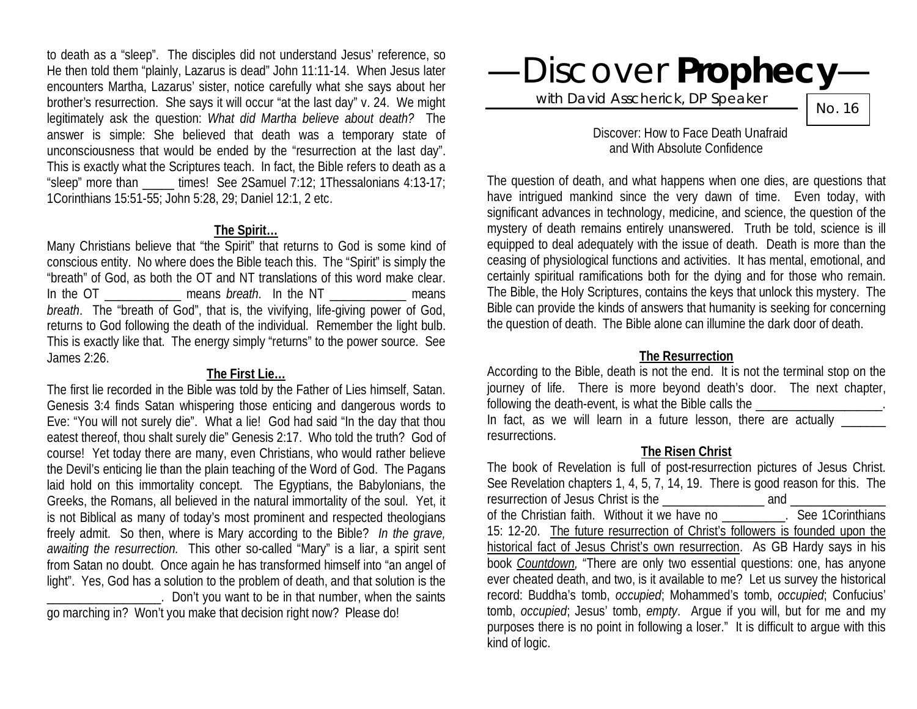to death as a "sleep". The disciples did not understand Jesus' reference, so He then told them "plainly, Lazarus is dead" John 11:11-14. When Jesus later encounters Martha, Lazarus' sister, notice carefully what she says about her brother's resurrection. She says it will occur "at the last day" v. 24. We might legitimately ask the question: *What did Martha believe about death?* The answer is simple: She believed that death was a temporary state of unconsciousness that would be ended by the "resurrection at the last day". This is exactly what the Scriptures teach. In fact, the Bible refers to death as a "sleep" more than _____ times! See 2Samuel 7:12; 1Thessalonians 4:13-17; 1Corinthians 15:51-55; John 5:28, 29; Daniel 12:1, 2 etc.

### The Spirit…

Many Christians believe that "the Spirit" that returns to God is some kind of conscious entity. No where does the Bible teach this. The "Spirit" is simply the "breath" of God, as both the OT and NT translations of this word make clear. In the OT ____________ means *breath*. In the NT ____________ means *breath*. The "breath of God", that is, the vivifying, life-giving power of God, returns to God following the death of the individual. Remember the light bulb. This is exactly like that. The energy simply "returns" to the power source. See James 2:26.

### The First Lie…

The first lie recorded in the Bible was told by the Father of Lies himself, Satan. Genesis 3:4 finds Satan whispering those enticing and dangerous words to Eve: "You will not surely die". What a lie! God had said "In the day that thou eatest thereof, thou shalt surely die" Genesis 2:17. Who told the truth? God of course! Yet today there are many, even Christians, who would rather believe the Devil's enticing lie than the plain teaching of the Word of God. The Pagans laid hold on this immortality concept. The Egyptians, the Babylonians, the Greeks, the Romans, all believed in the natural immortality of the soul. Yet, it is not Biblical as many of today's most prominent and respected theologians freely admit. So then, where is Mary according to the Bible? *In the grave, awaiting the resurrection.* This other so-called "Mary" is a liar, a spirit sent from Satan no doubt. Once again he has transformed himself into "an angel of light". Yes, God has a solution to the problem of death, and that solution is the __________________. Don't you want to be in that number, when the saints go marching in? Won't you make that decision right now? Please do!

# —Discover **Prophecy**—

with David Asscherick, DP Speaker

No. 16

Discover: How to Face Death Unafraid
and With Absolute Confidence

The question of death, and what happens when one dies, are questions that have intrigued mankind since the very dawn of time. Even today, with significant advances in technology, medicine, and science, the question of the mystery of death remains entirely unanswered. Truth be told, science is ill equipped to deal adequately with the issue of death. Death is more than the ceasing of physiological functions and activities. It has mental, emotional, and certainly spiritual ramifications both for the dying and for those who remain. The Bible, the Holy Scriptures, contains the keys that unlock this mystery. The Bible can provide the kinds of answers that humanity is seeking for concerning the question of death. The Bible alone can illumine the dark door of death.

### The Resurrection

According to the Bible, death is not the end. It is not the terminal stop on the journey of life. There is more beyond death's door. The next chapter, following the death-event, is what the Bible calls the ____________________. In fact, as we will learn in a future lesson, there are actually _______ resurrections.

### The Risen Christ

The book of Revelation is full of post-resurrection pictures of Jesus Christ. See Revelation chapters 1, 4, 5, 7, 14, 19. There is good reason for this. The resurrection of Jesus Christ is the ________________ and _______________ of the Christian faith. Without it we have no __________. See 1Corinthians 15: 12-20. <u>The future resurrection of Christ's followers is founded upon the historical fact of Jesus Christ's own resurrection</u>. As GB Hardy says in his book <u>*Countdown*</u>, "There are only two essential questions: one, has anyone ever cheated death, and two, is it available to me? Let us survey the historical record: Buddha's tomb, *occupied*; Mohammed's tomb, *occupied*; Confucius' tomb, *occupied*; Jesus' tomb, *empty*. Argue if you will, but for me and my purposes there is no point in following a loser." It is difficult to argue with this kind of logic.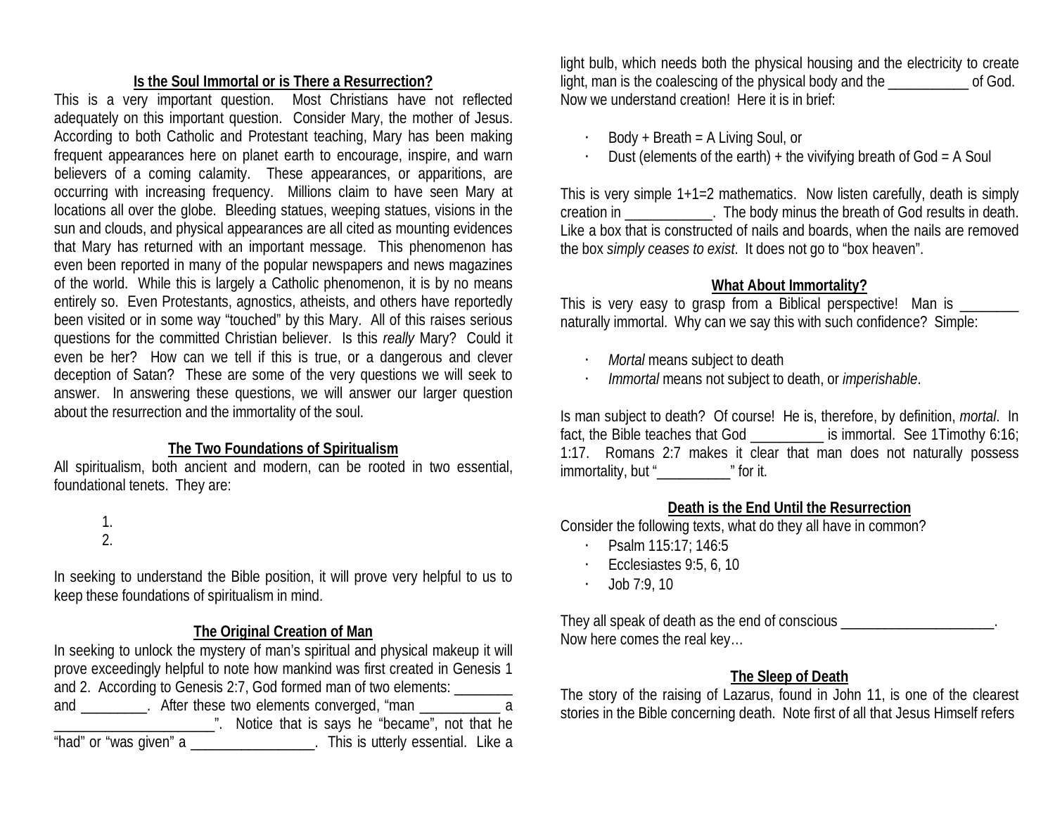## Is the Soul Immortal or is There a Resurrection?

This is a very important question. Most Christians have not reflected adequately on this important question. Consider Mary, the mother of Jesus. According to both Catholic and Protestant teaching, Mary has been making frequent appearances here on planet earth to encourage, inspire, and warn believers of a coming calamity. These appearances, or apparitions, are occurring with increasing frequency. Millions claim to have seen Mary at locations all over the globe. Bleeding statues, weeping statues, visions in the sun and clouds, and physical appearances are all cited as mounting evidences that Mary has returned with an important message. This phenomenon has even been reported in many of the popular newspapers and news magazines of the world. While this is largely a Catholic phenomenon, it is by no means entirely so. Even Protestants, agnostics, atheists, and others have reportedly been visited or in some way "touched" by this Mary. All of this raises serious questions for the committed Christian believer. Is this *really* Mary? Could it even be her? How can we tell if this is true, or a dangerous and clever deception of Satan? These are some of the very questions we will seek to answer. In answering these questions, we will answer our larger question about the resurrection and the immortality of the soul.

## The Two Foundations of Spiritualism

All spiritualism, both ancient and modern, can be rooted in two essential, foundational tenets. They are:

1.
2.

In seeking to understand the Bible position, it will prove very helpful to us to keep these foundations of spiritualism in mind.

## The Original Creation of Man

In seeking to unlock the mystery of man's spiritual and physical makeup it will prove exceedingly helpful to note how mankind was first created in Genesis 1 and 2. According to Genesis 2:7, God formed man of two elements: ________ and _________. After these two elements converged, "man ___________ a ______________________". Notice that is says he "became", not that he "had" or "was given" a _________________. This is utterly essential. Like a light bulb, which needs both the physical housing and the electricity to create light, man is the coalescing of the physical body and the ___________ of God. Now we understand creation! Here it is in brief:

- Body + Breath = A Living Soul, or
- Dust (elements of the earth) + the vivifying breath of God = A Soul

This is very simple 1+1=2 mathematics. Now listen carefully, death is simply creation in ____________. The body minus the breath of God results in death. Like a box that is constructed of nails and boards, when the nails are removed the box *simply ceases to exist*. It does not go to "box heaven".

## What About Immortality?

This is very easy to grasp from a Biblical perspective! Man is ________ naturally immortal. Why can we say this with such confidence? Simple:

- *Mortal* means subject to death
- *Immortal* means not subject to death, or *imperishable*.

Is man subject to death? Of course! He is, therefore, by definition, *mortal*. In fact, the Bible teaches that God __________ is immortal. See 1Timothy 6:16; 1:17. Romans 2:7 makes it clear that man does not naturally possess immortality, but "__________" for it.

## Death is the End Until the Resurrection

Consider the following texts, what do they all have in common?

- Psalm 115:17; 146:5
- Ecclesiastes 9:5, 6, 10
- Job 7:9, 10

They all speak of death as the end of conscious _____________________. Now here comes the real key…

## The Sleep of Death

The story of the raising of Lazarus, found in John 11, is one of the clearest stories in the Bible concerning death. Note first of all that Jesus Himself refers